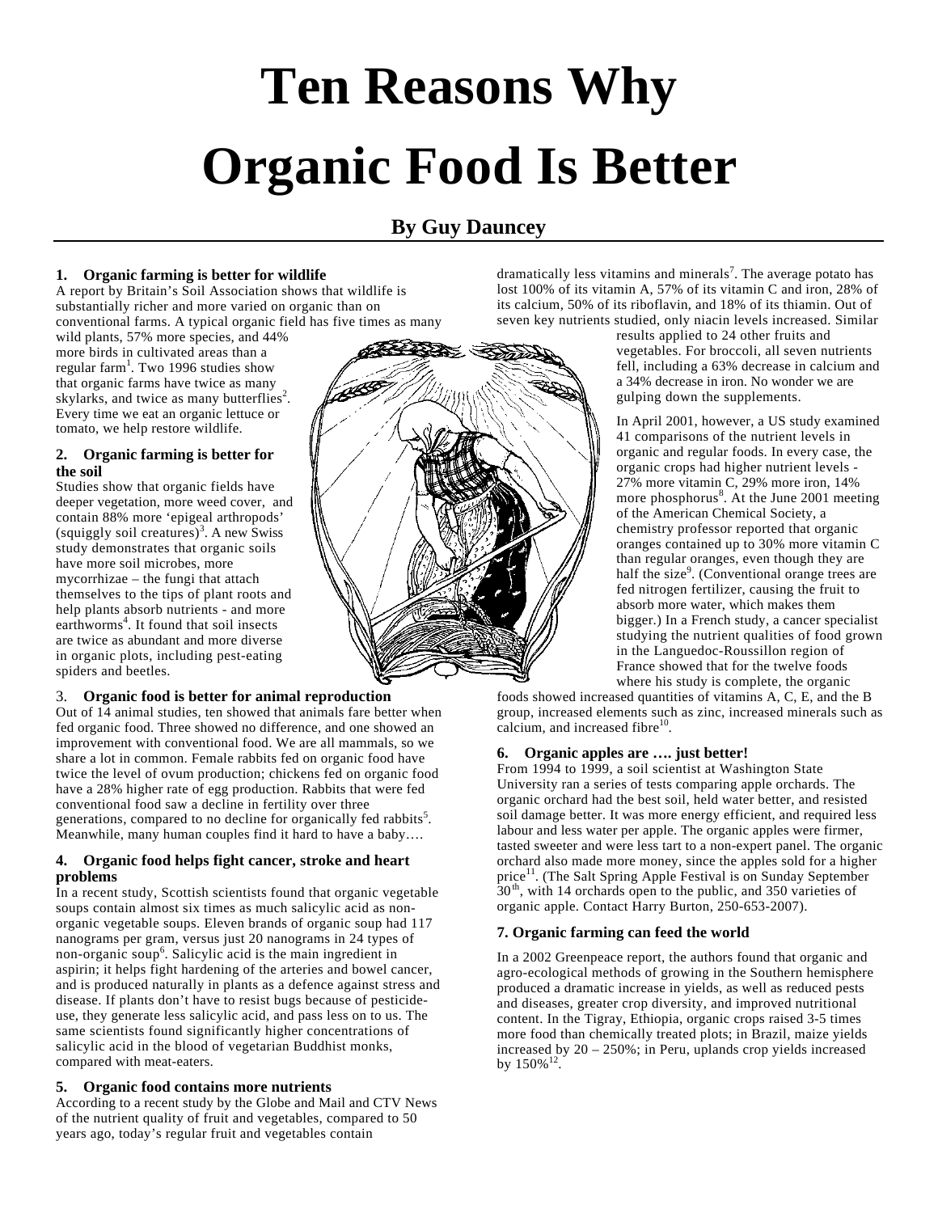# Ten Reasons Why Organic Food Is Better

**By Guy Dauncey**

### 1. Organic farming is better for wildlife

A report by Britain's Soil Association shows that wildlife is substantially richer and more varied on organic than on conventional farms. A typical organic field has five times as many wild plants, 57% more species, and 44% more birds in cultivated areas than a regular farm[1]. Two 1996 studies show that organic farms have twice as many skylarks, and twice as many butterflies[2]. Every time we eat an organic lettuce or tomato, we help restore wildlife.

### 2. Organic farming is better for the soil

Studies show that organic fields have deeper vegetation, more weed cover, and contain 88% more 'epigeal arthropods' (squiggly soil creatures)[3]. A new Swiss study demonstrates that organic soils have more soil microbes, more mycorrhizae – the fungi that attach themselves to the tips of plant roots and help plants absorb nutrients - and more earthworms[4]. It found that soil insects are twice as abundant and more diverse in organic plots, including pest-eating spiders and beetles.

### 3. Organic food is better for animal reproduction

Out of 14 animal studies, ten showed that animals fare better when fed organic food. Three showed no difference, and one showed an improvement with conventional food. We are all mammals, so we share a lot in common. Female rabbits fed on organic food have twice the level of ovum production; chickens fed on organic food have a 28% higher rate of egg production. Rabbits that were fed conventional food saw a decline in fertility over three generations, compared to no decline for organically fed rabbits[5]. Meanwhile, many human couples find it hard to have a baby….

### 4. Organic food helps fight cancer, stroke and heart problems

In a recent study, Scottish scientists found that organic vegetable soups contain almost six times as much salicylic acid as non-organic vegetable soups. Eleven brands of organic soup had 117 nanograms per gram, versus just 20 nanograms in 24 types of non-organic soup[6]. Salicylic acid is the main ingredient in aspirin; it helps fight hardening of the arteries and bowel cancer, and is produced naturally in plants as a defence against stress and disease. If plants don't have to resist bugs because of pesticide-use, they generate less salicylic acid, and pass less on to us. The same scientists found significantly higher concentrations of salicylic acid in the blood of vegetarian Buddhist monks, compared with meat-eaters.

### 5. Organic food contains more nutrients

According to a recent study by the Globe and Mail and CTV News of the nutrient quality of fruit and vegetables, compared to 50 years ago, today's regular fruit and vegetables contain dramatically less vitamins and minerals[7]. The average potato has lost 100% of its vitamin A, 57% of its vitamin C and iron, 28% of its calcium, 50% of its riboflavin, and 18% of its thiamin. Out of seven key nutrients studied, only niacin levels increased. Similar results applied to 24 other fruits and vegetables. For broccoli, all seven nutrients fell, including a 63% decrease in calcium and a 34% decrease in iron. No wonder we are gulping down the supplements.

In April 2001, however, a US study examined 41 comparisons of the nutrient levels in organic and regular foods. In every case, the organic crops had higher nutrient levels - 27% more vitamin C, 29% more iron, 14% more phosphorus[8]. At the June 2001 meeting of the American Chemical Society, a chemistry professor reported that organic oranges contained up to 30% more vitamin C than regular oranges, even though they are half the size[9]. (Conventional orange trees are fed nitrogen fertilizer, causing the fruit to absorb more water, which makes them bigger.) In a French study, a cancer specialist studying the nutrient qualities of food grown in the Languedoc-Roussillon region of France showed that for the twelve foods where his study is complete, the organic foods showed increased quantities of vitamins A, C, E, and the B group, increased elements such as zinc, increased minerals such as calcium, and increased fibre[10].

### 6. Organic apples are …. just better!

From 1994 to 1999, a soil scientist at Washington State University ran a series of tests comparing apple orchards. The organic orchard had the best soil, held water better, and resisted soil damage better. It was more energy efficient, and required less labour and less water per apple. The organic apples were firmer, tasted sweeter and were less tart to a non-expert panel. The organic orchard also made more money, since the apples sold for a higher price[11]. (The Salt Spring Apple Festival is on Sunday September 30th, with 14 orchards open to the public, and 350 varieties of organic apple. Contact Harry Burton, 250-653-2007).

### 7. Organic farming can feed the world

In a 2002 Greenpeace report, the authors found that organic and agro-ecological methods of growing in the Southern hemisphere produced a dramatic increase in yields, as well as reduced pests and diseases, greater crop diversity, and improved nutritional content. In the Tigray, Ethiopia, organic crops raised 3-5 times more food than chemically treated plots; in Brazil, maize yields increased by 20 – 250%; in Peru, uplands crop yields increased by 150%[12].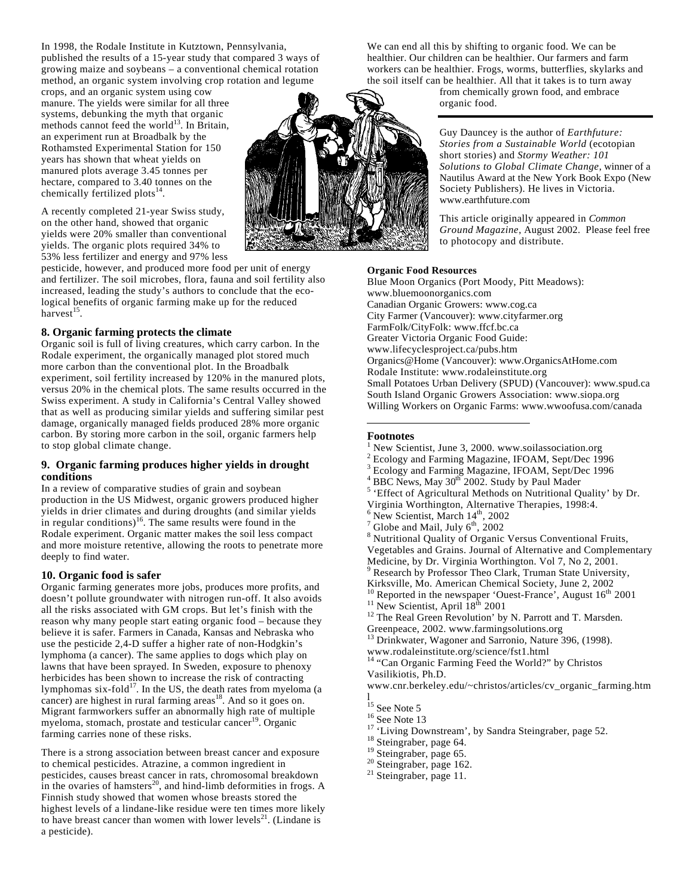In 1998, the Rodale Institute in Kutztown, Pennsylvania, published the results of a 15-year study that compared 3 ways of growing maize and soybeans – a conventional chemical rotation method, an organic system involving crop rotation and legume crops, and an organic system using cow manure. The yields were similar for all three systems, debunking the myth that organic methods cannot feed the world[13]. In Britain, an experiment run at Broadbalk by the Rothamsted Experimental Station for 150 years has shown that wheat yields on manured plots average 3.45 tonnes per hectare, compared to 3.40 tonnes on the chemically fertilized plots[14].

A recently completed 21-year Swiss study, on the other hand, showed that organic yields were 20% smaller than conventional yields. The organic plots required 34% to 53% less fertilizer and energy and 97% less pesticide, however, and produced more food per unit of energy and fertilizer. The soil microbes, flora, fauna and soil fertility also increased, leading the study's authors to conclude that the eco-logical benefits of organic farming make up for the reduced harvest[15].

### 8. Organic farming protects the climate

Organic soil is full of living creatures, which carry carbon. In the Rodale experiment, the organically managed plot stored much more carbon than the conventional plot. In the Broadbalk experiment, soil fertility increased by 120% in the manured plots, versus 20% in the chemical plots. The same results occurred in the Swiss experiment. A study in California's Central Valley showed that as well as producing similar yields and suffering similar pest damage, organically managed fields produced 28% more organic carbon. By storing more carbon in the soil, organic farmers help to stop global climate change.

### 9. Organic farming produces higher yields in drought conditions

In a review of comparative studies of grain and soybean production in the US Midwest, organic growers produced higher yields in drier climates and during droughts (and similar yields in regular conditions)[16]. The same results were found in the Rodale experiment. Organic matter makes the soil less compact and more moisture retentive, allowing the roots to penetrate more deeply to find water.

### 10. Organic food is safer

Organic farming generates more jobs, produces more profits, and doesn't pollute groundwater with nitrogen run-off. It also avoids all the risks associated with GM crops. But let's finish with the reason why many people start eating organic food – because they believe it is safer. Farmers in Canada, Kansas and Nebraska who use the pesticide 2,4-D suffer a higher rate of non-Hodgkin's lymphoma (a cancer). The same applies to dogs which play on lawns that have been sprayed. In Sweden, exposure to phenoxy herbicides has been shown to increase the risk of contracting lymphomas six-fold[17]. In the US, the death rates from myeloma (a cancer) are highest in rural farming areas[18]. And so it goes on. Migrant farmworkers suffer an abnormally high rate of multiple myeloma, stomach, prostate and testicular cancer[19]. Organic farming carries none of these risks.

There is a strong association between breast cancer and exposure to chemical pesticides. Atrazine, a common ingredient in pesticides, causes breast cancer in rats, chromosomal breakdown in the ovaries of hamsters[20], and hind-limb deformities in frogs. A Finnish study showed that women whose breasts stored the highest levels of a lindane-like residue were ten times more likely to have breast cancer than women with lower levels[21]. (Lindane is a pesticide).

We can end all this by shifting to organic food. We can be healthier. Our children can be healthier. Our farmers and farm workers can be healthier. Frogs, worms, butterflies, skylarks and the soil itself can be healthier. All that it takes is to turn away from chemically grown food, and embrace organic food.

---

Guy Dauncey is the author of *Earthfuture: Stories from a Sustainable World* (ecotopian short stories) and *Stormy Weather: 101 Solutions to Global Climate Change*, winner of a Nautilus Award at the New York Book Expo (New Society Publishers). He lives in Victoria. www.earthfuture.com

This article originally appeared in *Common Ground Magazine*, August 2002. Please feel free to photocopy and distribute.

**Organic Food Resources**

Blue Moon Organics (Port Moody, Pitt Meadows): www.bluemoonorganics.com
Canadian Organic Growers: www.cog.ca
City Farmer (Vancouver): www.cityfarmer.org
FarmFolk/CityFolk: www.ffcf.bc.ca
Greater Victoria Organic Food Guide: www.lifecyclesproject.ca/pubs.htm
Organics@Home (Vancouver): www.OrganicsAtHome.com
Rodale Institute: www.rodaleinstitute.org
Small Potatoes Urban Delivery (SPUD) (Vancouver): www.spud.ca
South Island Organic Growers Association: www.siopa.org
Willing Workers on Organic Farms: www.wwoofusa.com/canada

**Footnotes**

1 New Scientist, June 3, 2000. www.soilassociation.org
2 Ecology and Farming Magazine, IFOAM, Sept/Dec 1996
3 Ecology and Farming Magazine, IFOAM, Sept/Dec 1996
4 BBC News, May 30th 2002. Study by Paul Mader
5 'Effect of Agricultural Methods on Nutritional Quality' by Dr. Virginia Worthington, Alternative Therapies, 1998:4.
6 New Scientist, March 14th, 2002
7 Globe and Mail, July 6th, 2002
8 Nutritional Quality of Organic Versus Conventional Fruits, Vegetables and Grains. Journal of Alternative and Complementary Medicine, by Dr. Virginia Worthington. Vol 7, No 2, 2001.
9 Research by Professor Theo Clark, Truman State University, Kirksville, Mo. American Chemical Society, June 2, 2002
10 Reported in the newspaper 'Ouest-France', August 16th 2001
11 New Scientist, April 18th 2001
12 The Real Green Revolution' by N. Parrott and T. Marsden. Greenpeace, 2002. www.farmingsolutions.org
13 Drinkwater, Wagoner and Sarronio, Nature 396, (1998). www.rodaleinstitute.org/science/fst1.html
14 "Can Organic Farming Feed the World?" by Christos Vasilikiotis, Ph.D. www.cnr.berkeley.edu/~christos/articles/cv_organic_farming.html
15 See Note 5
16 See Note 13
17 'Living Downstream', by Sandra Steingraber, page 52.
18 Steingraber, page 64.
19 Steingraber, page 65.
20 Steingraber, page 162.
21 Steingraber, page 11.